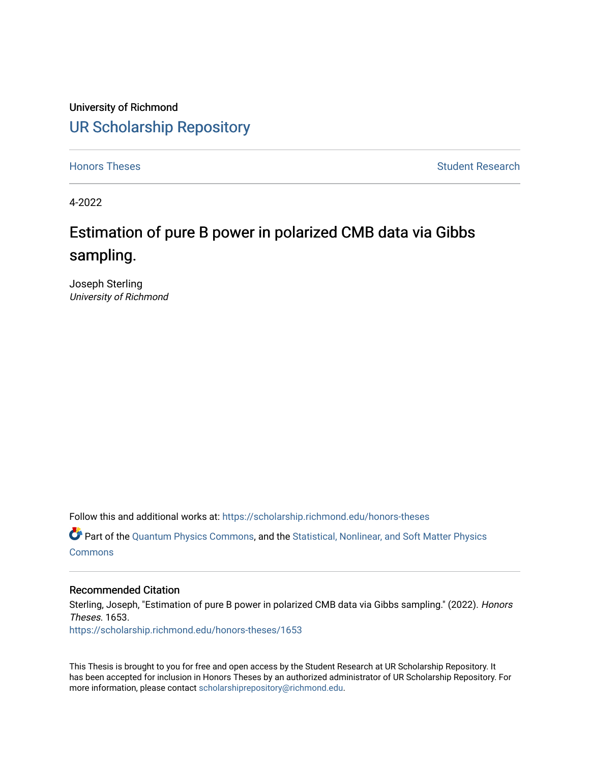University of Richmond

# UR Scholarship Repository

Honors Theses

Student Research

4-2022

## Estimation of pure B power in polarized CMB data via Gibbs sampling.

Joseph Sterling
*University of Richmond*

Follow this and additional works at: https://scholarship.richmond.edu/honors-theses

Part of the Quantum Physics Commons, and the Statistical, Nonlinear, and Soft Matter Physics Commons

### Recommended Citation

Sterling, Joseph, "Estimation of pure B power in polarized CMB data via Gibbs sampling." (2022). *Honors Theses*. 1653.
https://scholarship.richmond.edu/honors-theses/1653

This Thesis is brought to you for free and open access by the Student Research at UR Scholarship Repository. It has been accepted for inclusion in Honors Theses by an authorized administrator of UR Scholarship Repository. For more information, please contact scholarshiprepository@richmond.edu.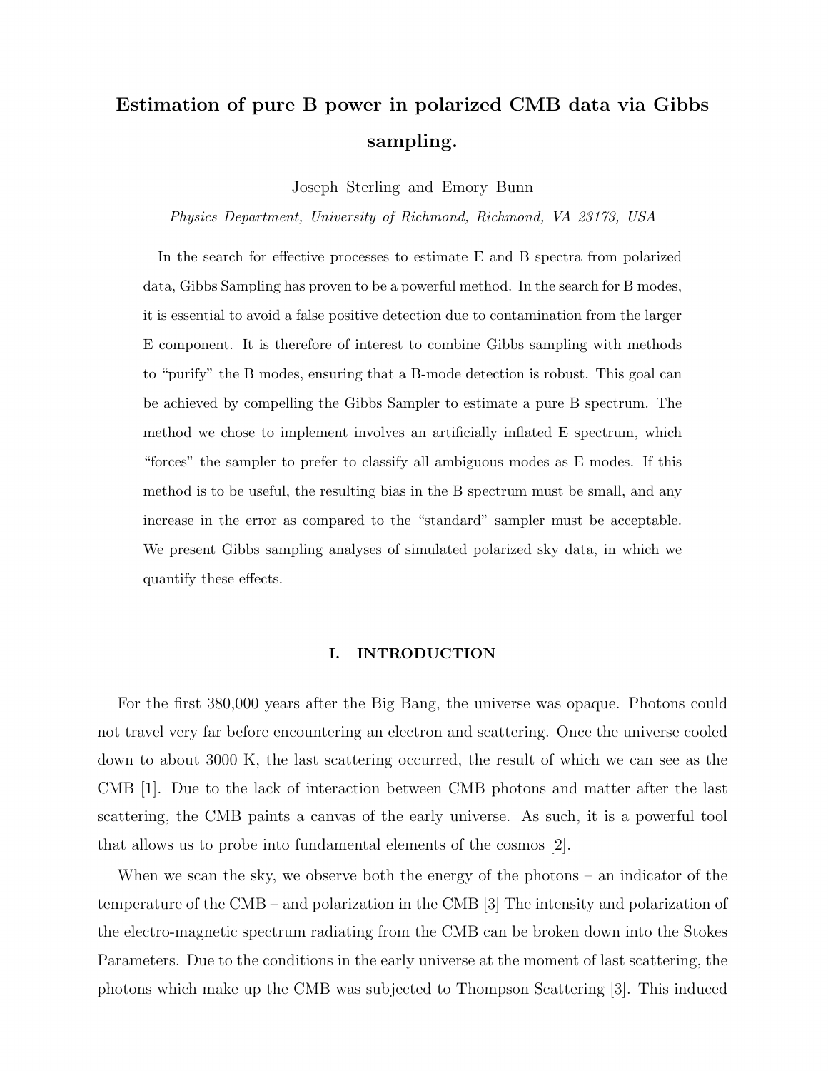# Estimation of pure B power in polarized CMB data via Gibbs sampling.

Joseph Sterling and Emory Bunn

*Physics Department, University of Richmond, Richmond, VA 23173, USA*

In the search for effective processes to estimate E and B spectra from polarized data, Gibbs Sampling has proven to be a powerful method. In the search for B modes, it is essential to avoid a false positive detection due to contamination from the larger E component. It is therefore of interest to combine Gibbs sampling with methods to "purify" the B modes, ensuring that a B-mode detection is robust. This goal can be achieved by compelling the Gibbs Sampler to estimate a pure B spectrum. The method we chose to implement involves an artificially inflated E spectrum, which "forces" the sampler to prefer to classify all ambiguous modes as E modes. If this method is to be useful, the resulting bias in the B spectrum must be small, and any increase in the error as compared to the "standard" sampler must be acceptable. We present Gibbs sampling analyses of simulated polarized sky data, in which we quantify these effects.

## I. INTRODUCTION

For the first 380,000 years after the Big Bang, the universe was opaque. Photons could not travel very far before encountering an electron and scattering. Once the universe cooled down to about 3000 K, the last scattering occurred, the result of which we can see as the CMB [1]. Due to the lack of interaction between CMB photons and matter after the last scattering, the CMB paints a canvas of the early universe. As such, it is a powerful tool that allows us to probe into fundamental elements of the cosmos [2].

When we scan the sky, we observe both the energy of the photons – an indicator of the temperature of the CMB – and polarization in the CMB [3] The intensity and polarization of the electro-magnetic spectrum radiating from the CMB can be broken down into the Stokes Parameters. Due to the conditions in the early universe at the moment of last scattering, the photons which make up the CMB was subjected to Thompson Scattering [3]. This induced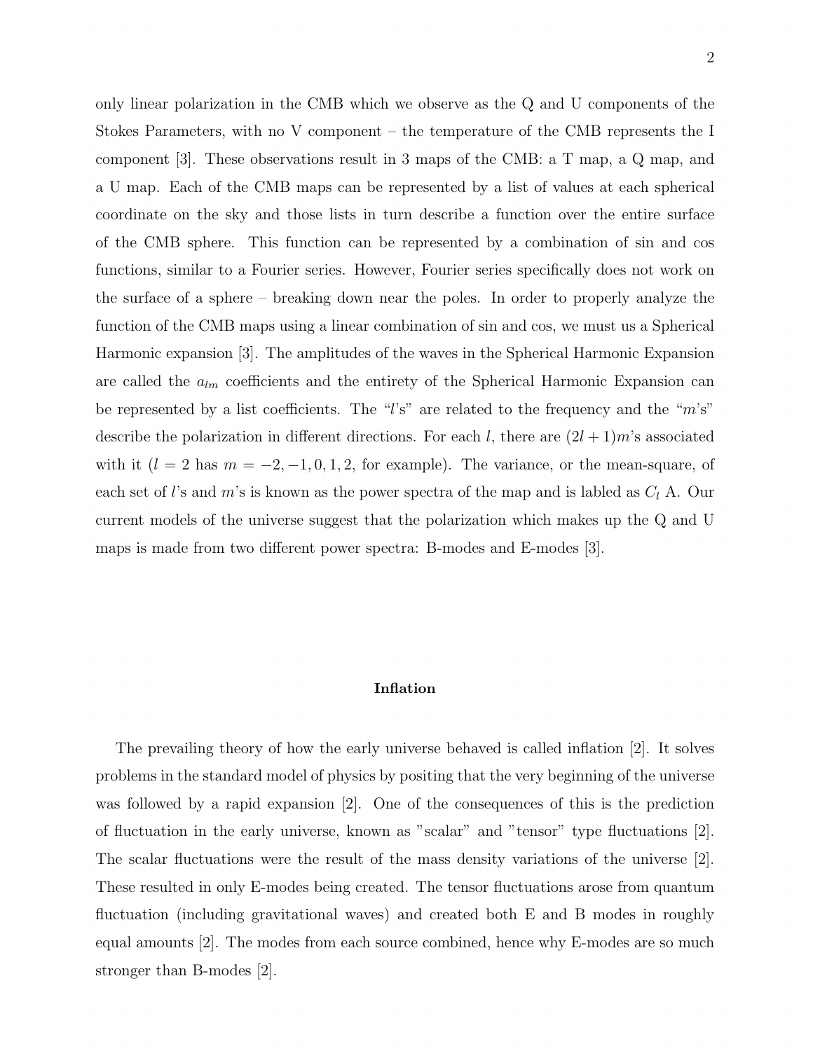only linear polarization in the CMB which we observe as the Q and U components of the Stokes Parameters, with no V component – the temperature of the CMB represents the I component [3]. These observations result in 3 maps of the CMB: a T map, a Q map, and a U map. Each of the CMB maps can be represented by a list of values at each spherical coordinate on the sky and those lists in turn describe a function over the entire surface of the CMB sphere. This function can be represented by a combination of sin and cos functions, similar to a Fourier series. However, Fourier series specifically does not work on the surface of a sphere – breaking down near the poles. In order to properly analyze the function of the CMB maps using a linear combination of sin and cos, we must us a Spherical Harmonic expansion [3]. The amplitudes of the waves in the Spherical Harmonic Expansion are called the $a_{lm}$ coefficients and the entirety of the Spherical Harmonic Expansion can be represented by a list coefficients. The "$l$'s" are related to the frequency and the "$m$'s" describe the polarization in different directions. For each $l$, there are $(2l + 1)m$'s associated with it ($l = 2$ has $m = -2, -1, 0, 1, 2$, for example). The variance, or the mean-square, of each set of $l$'s and $m$'s is known as the power spectra of the map and is labled as $C_l$ A. Our current models of the universe suggest that the polarization which makes up the Q and U maps is made from two different power spectra: B-modes and E-modes [3].

## Inflation

The prevailing theory of how the early universe behaved is called inflation [2]. It solves problems in the standard model of physics by positing that the very beginning of the universe was followed by a rapid expansion [2]. One of the consequences of this is the prediction of fluctuation in the early universe, known as "scalar" and "tensor" type fluctuations [2]. The scalar fluctuations were the result of the mass density variations of the universe [2]. These resulted in only E-modes being created. The tensor fluctuations arose from quantum fluctuation (including gravitational waves) and created both E and B modes in roughly equal amounts [2]. The modes from each source combined, hence why E-modes are so much stronger than B-modes [2].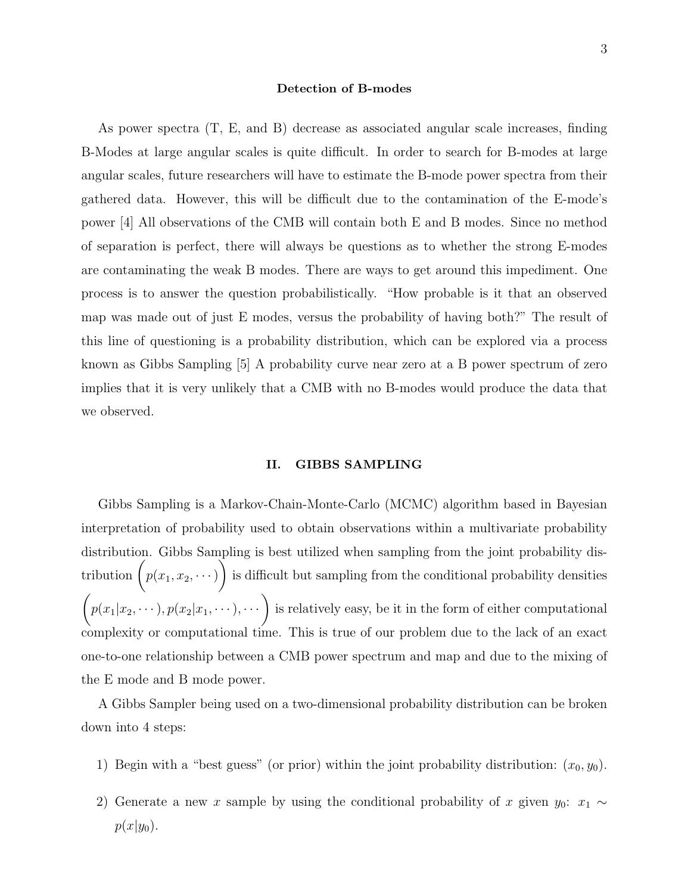### Detection of B-modes

As power spectra (T, E, and B) decrease as associated angular scale increases, finding B-Modes at large angular scales is quite difficult. In order to search for B-modes at large angular scales, future researchers will have to estimate the B-mode power spectra from their gathered data. However, this will be difficult due to the contamination of the E-mode's power [4] All observations of the CMB will contain both E and B modes. Since no method of separation is perfect, there will always be questions as to whether the strong E-modes are contaminating the weak B modes. There are ways to get around this impediment. One process is to answer the question probabilistically. "How probable is it that an observed map was made out of just E modes, versus the probability of having both?" The result of this line of questioning is a probability distribution, which can be explored via a process known as Gibbs Sampling [5] A probability curve near zero at a B power spectrum of zero implies that it is very unlikely that a CMB with no B-modes would produce the data that we observed.

## II. GIBBS SAMPLING

Gibbs Sampling is a Markov-Chain-Monte-Carlo (MCMC) algorithm based in Bayesian interpretation of probability used to obtain observations within a multivariate probability distribution. Gibbs Sampling is best utilized when sampling from the joint probability distribution $\left(p(x_1, x_2, \cdots)\right)$ is difficult but sampling from the conditional probability densities $\left(p(x_1|x_2, \cdots), p(x_2|x_1, \cdots), \cdots\right)$ is relatively easy, be it in the form of either computational complexity or computational time. This is true of our problem due to the lack of an exact one-to-one relationship between a CMB power spectrum and map and due to the mixing of the E mode and B mode power.

A Gibbs Sampler being used on a two-dimensional probability distribution can be broken down into 4 steps:

1) Begin with a "best guess" (or prior) within the joint probability distribution: $(x_0, y_0)$.

2) Generate a new $x$ sample by using the conditional probability of $x$ given $y_0$: $x_1 \sim p(x|y_0)$.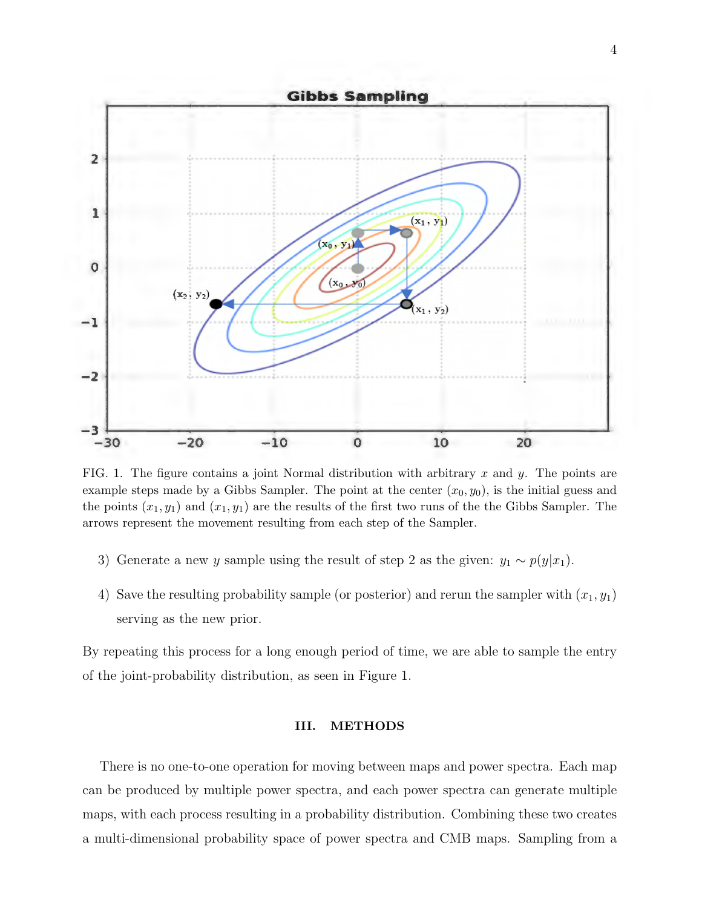FIG. 1. The figure contains a joint Normal distribution with arbitrary $x$ and $y$. The points are example steps made by a Gibbs Sampler. The point at the center $(x_0, y_0)$, is the initial guess and the points $(x_1, y_1)$ and $(x_1, y_1)$ are the results of the first two runs of the the Gibbs Sampler. The arrows represent the movement resulting from each step of the Sampler.

3) Generate a new $y$ sample using the result of step 2 as the given: $y_1 \sim p(y|x_1)$.

4) Save the resulting probability sample (or posterior) and rerun the sampler with $(x_1, y_1)$ serving as the new prior.

By repeating this process for a long enough period of time, we are able to sample the entry of the joint-probability distribution, as seen in Figure 1.

## III. METHODS

There is no one-to-one operation for moving between maps and power spectra. Each map can be produced by multiple power spectra, and each power spectra can generate multiple maps, with each process resulting in a probability distribution. Combining these two creates a multi-dimensional probability space of power spectra and CMB maps. Sampling from a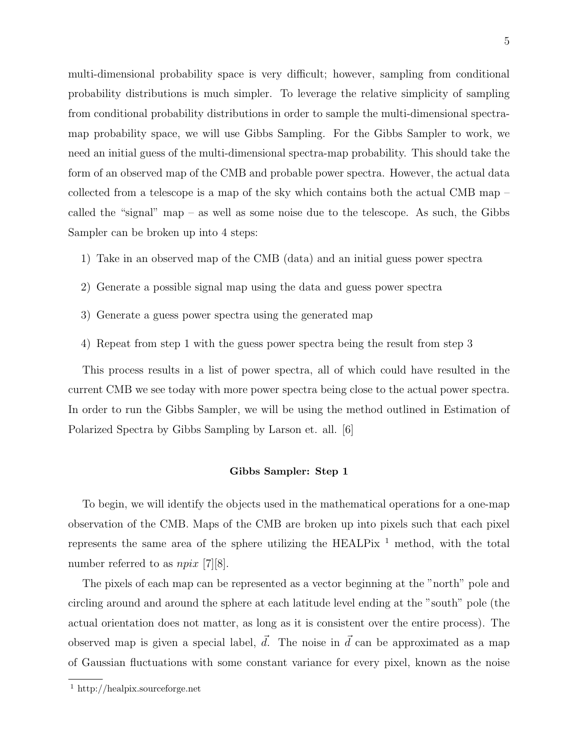multi-dimensional probability space is very difficult; however, sampling from conditional probability distributions is much simpler. To leverage the relative simplicity of sampling from conditional probability distributions in order to sample the multi-dimensional spectra-map probability space, we will use Gibbs Sampling. For the Gibbs Sampler to work, we need an initial guess of the multi-dimensional spectra-map probability. This should take the form of an observed map of the CMB and probable power spectra. However, the actual data collected from a telescope is a map of the sky which contains both the actual CMB map – called the "signal" map – as well as some noise due to the telescope. As such, the Gibbs Sampler can be broken up into 4 steps:

1) Take in an observed map of the CMB (data) and an initial guess power spectra
2) Generate a possible signal map using the data and guess power spectra
3) Generate a guess power spectra using the generated map
4) Repeat from step 1 with the guess power spectra being the result from step 3

This process results in a list of power spectra, all of which could have resulted in the current CMB we see today with more power spectra being close to the actual power spectra. In order to run the Gibbs Sampler, we will be using the method outlined in Estimation of Polarized Spectra by Gibbs Sampling by Larson et. all. [6]

**Gibbs Sampler: Step 1**

To begin, we will identify the objects used in the mathematical operations for a one-map observation of the CMB. Maps of the CMB are broken up into pixels such that each pixel represents the same area of the sphere utilizing the HEALPix [1] method, with the total number referred to as *npix* [7][8].

The pixels of each map can be represented as a vector beginning at the "north" pole and circling around and around the sphere at each latitude level ending at the "south" pole (the actual orientation does not matter, as long as it is consistent over the entire process). The observed map is given a special label, $\vec{d}$. The noise in $\vec{d}$ can be approximated as a map of Gaussian fluctuations with some constant variance for every pixel, known as the noise

[1] http://healpix.sourceforge.net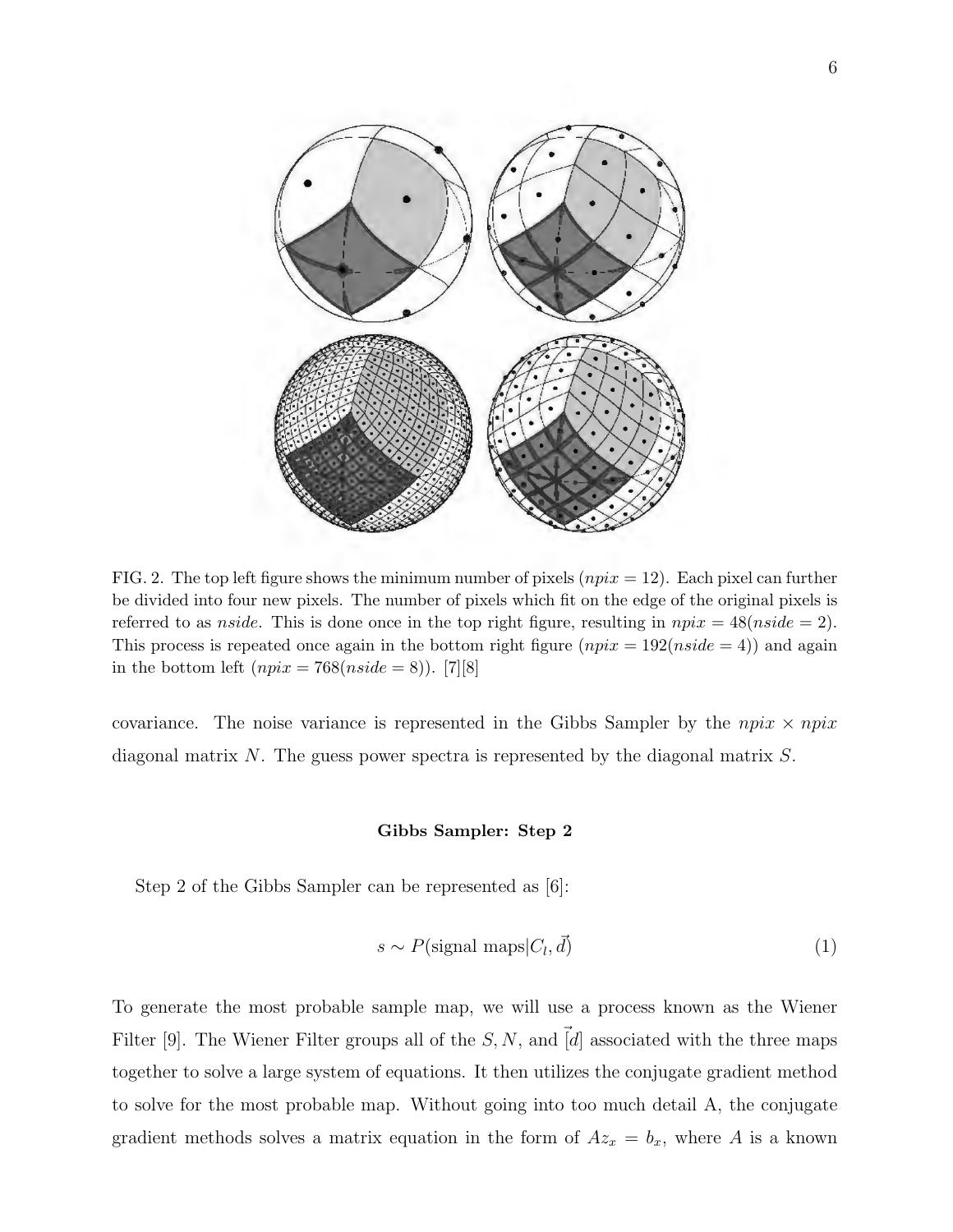FIG. 2. The top left figure shows the minimum number of pixels ($npix = 12$). Each pixel can further be divided into four new pixels. The number of pixels which fit on the edge of the original pixels is referred to as *nside*. This is done once in the top right figure, resulting in $npix = 48(nside = 2)$. This process is repeated once again in the bottom right figure ($npix = 192(nside = 4)$) and again in the bottom left ($npix = 768(nside = 8)$). [7][8]

covariance. The noise variance is represented in the Gibbs Sampler by the $npix \times npix$ diagonal matrix $N$. The guess power spectra is represented by the diagonal matrix $S$.

### Gibbs Sampler: Step 2

Step 2 of the Gibbs Sampler can be represented as [6]:

$$s \sim P(\text{signal maps}|C_l, \vec{d}) \tag{1}$$

To generate the most probable sample map, we will use a process known as the Wiener Filter [9]. The Wiener Filter groups all of the $S, N$, and $[\vec{d}]$ associated with the three maps together to solve a large system of equations. It then utilizes the conjugate gradient method to solve for the most probable map. Without going into too much detail A, the conjugate gradient methods solves a matrix equation in the form of $Az_x = b_x$, where $A$ is a known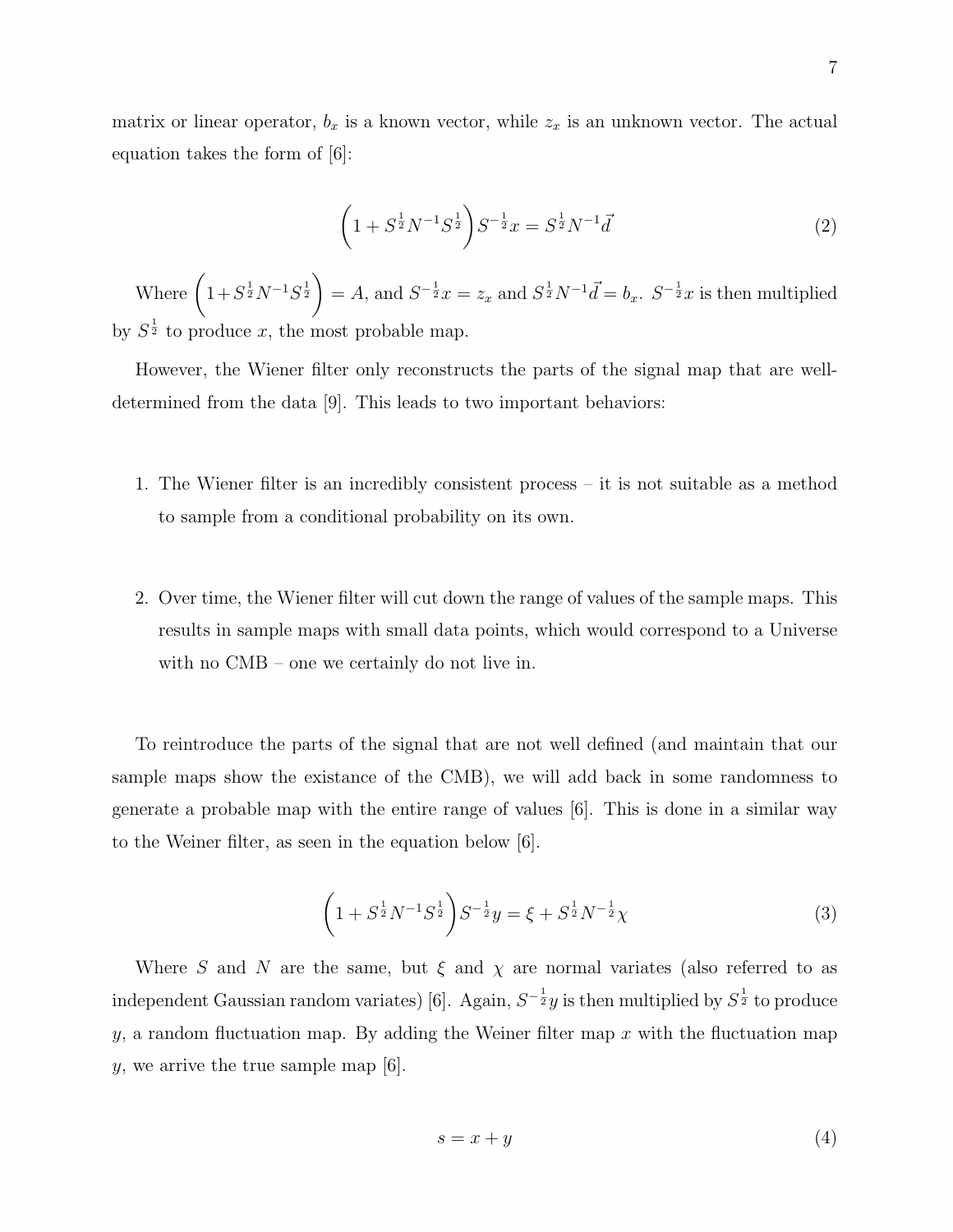matrix or linear operator, $b_x$ is a known vector, while $z_x$ is an unknown vector. The actual equation takes the form of [6]:

$$\left(1 + S^{\frac{1}{2}} N^{-1} S^{\frac{1}{2}}\right) S^{-\frac{1}{2}} x = S^{\frac{1}{2}} N^{-1} \vec{d} \tag{2}$$

Where $\left(1 + S^{\frac{1}{2}} N^{-1} S^{\frac{1}{2}}\right) = A$, and $S^{-\frac{1}{2}} x = z_x$ and $S^{\frac{1}{2}} N^{-1} \vec{d} = b_x$. $S^{-\frac{1}{2}} x$ is then multiplied by $S^{\frac{1}{2}}$ to produce $x$, the most probable map.

However, the Wiener filter only reconstructs the parts of the signal map that are well-determined from the data [9]. This leads to two important behaviors:

1. The Wiener filter is an incredibly consistent process – it is not suitable as a method to sample from a conditional probability on its own.

2. Over time, the Wiener filter will cut down the range of values of the sample maps. This results in sample maps with small data points, which would correspond to a Universe with no CMB – one we certainly do not live in.

To reintroduce the parts of the signal that are not well defined (and maintain that our sample maps show the existance of the CMB), we will add back in some randomness to generate a probable map with the entire range of values [6]. This is done in a similar way to the Weiner filter, as seen in the equation below [6].

$$\left(1 + S^{\frac{1}{2}} N^{-1} S^{\frac{1}{2}}\right) S^{-\frac{1}{2}} y = \xi + S^{\frac{1}{2}} N^{-\frac{1}{2}} \chi \tag{3}$$

Where $S$ and $N$ are the same, but $\xi$ and $\chi$ are normal variates (also referred to as independent Gaussian random variates) [6]. Again, $S^{-\frac{1}{2}} y$ is then multiplied by $S^{\frac{1}{2}}$ to produce $y$, a random fluctuation map. By adding the Weiner filter map $x$ with the fluctuation map $y$, we arrive the true sample map [6].

$$s = x + y \tag{4}$$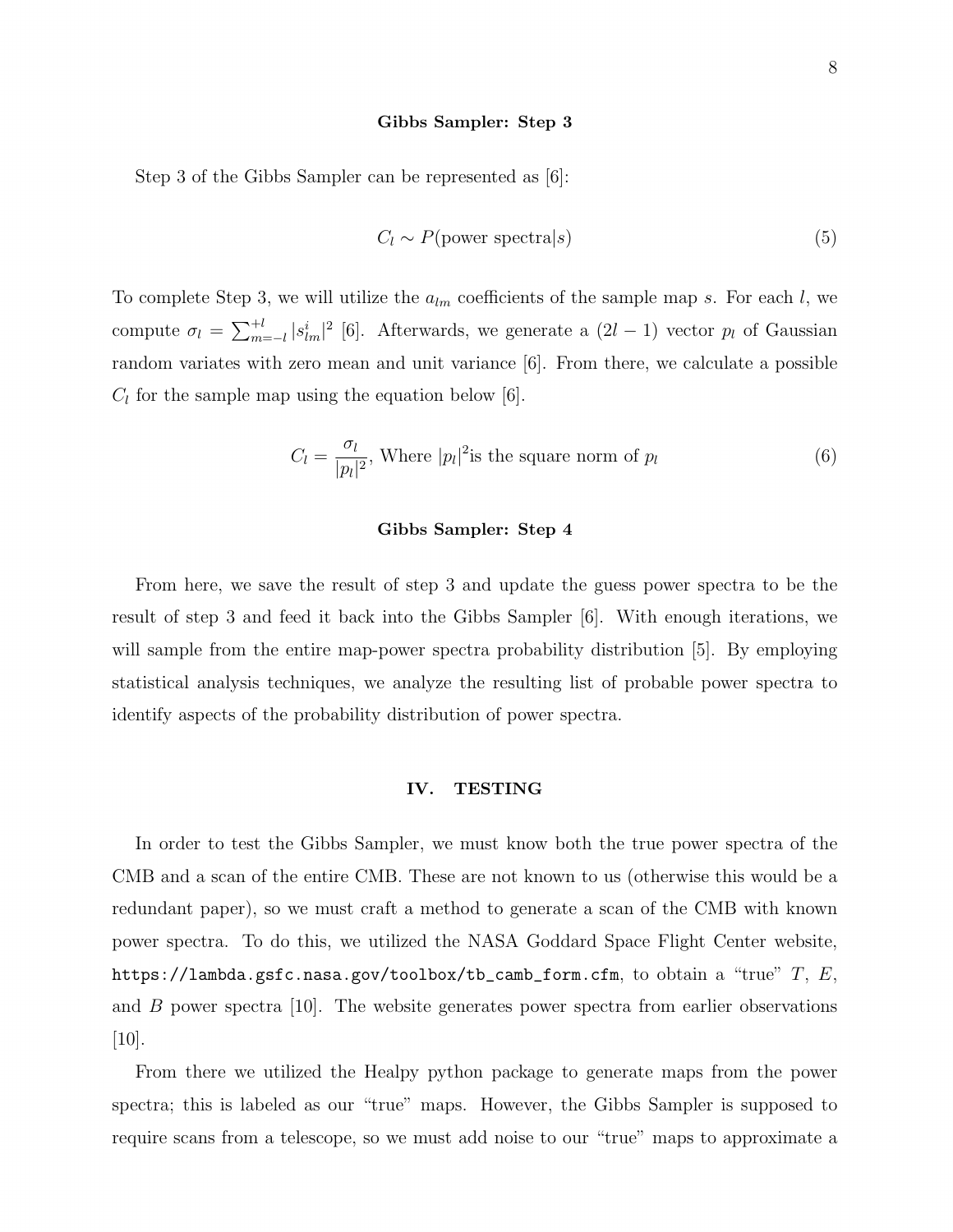**Gibbs Sampler: Step 3**

Step 3 of the Gibbs Sampler can be represented as [6]:

$$C_l \sim P(\text{power spectra}|s) \tag{5}$$

To complete Step 3, we will utilize the $a_{lm}$ coefficients of the sample map $s$. For each $l$, we compute $\sigma_l = \sum_{m=-l}^{+l} |s^i_{lm}|^2$ [6]. Afterwards, we generate a $(2l - 1)$ vector $p_l$ of Gaussian random variates with zero mean and unit variance [6]. From there, we calculate a possible $C_l$ for the sample map using the equation below [6].

$$C_l = \frac{\sigma_l}{|p_l|^2}, \text{ Where } |p_l|^2 \text{is the square norm of } p_l \tag{6}$$

**Gibbs Sampler: Step 4**

From here, we save the result of step 3 and update the guess power spectra to be the result of step 3 and feed it back into the Gibbs Sampler [6]. With enough iterations, we will sample from the entire map-power spectra probability distribution [5]. By employing statistical analysis techniques, we analyze the resulting list of probable power spectra to identify aspects of the probability distribution of power spectra.

## IV. TESTING

In order to test the Gibbs Sampler, we must know both the true power spectra of the CMB and a scan of the entire CMB. These are not known to us (otherwise this would be a redundant paper), so we must craft a method to generate a scan of the CMB with known power spectra. To do this, we utilized the NASA Goddard Space Flight Center website, `https://lambda.gsfc.nasa.gov/toolbox/tb_camb_form.cfm`, to obtain a "true" $T$, $E$, and $B$ power spectra [10]. The website generates power spectra from earlier observations [10].

From there we utilized the Healpy python package to generate maps from the power spectra; this is labeled as our "true" maps. However, the Gibbs Sampler is supposed to require scans from a telescope, so we must add noise to our "true" maps to approximate a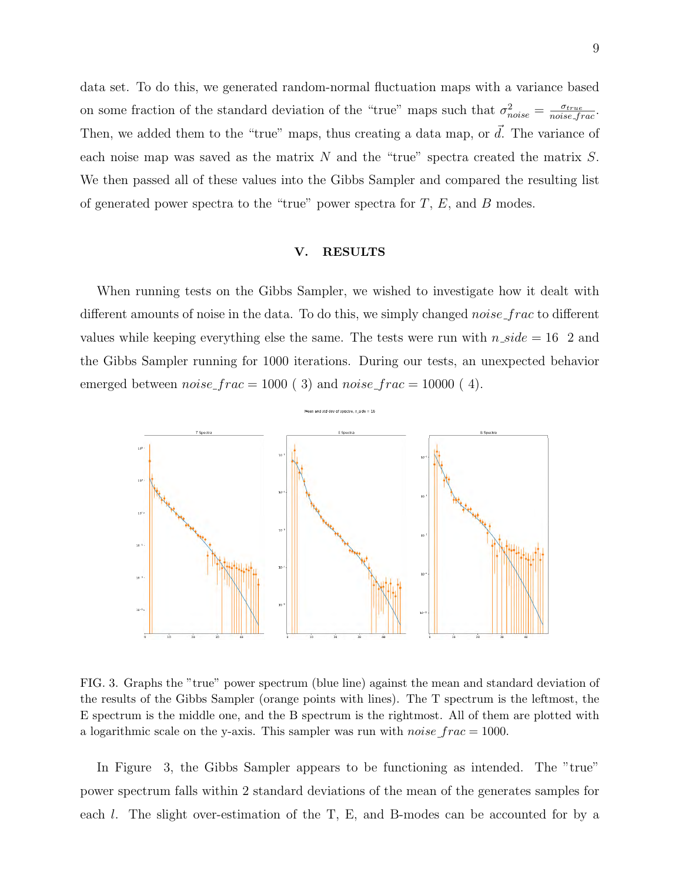data set. To do this, we generated random-normal fluctuation maps with a variance based on some fraction of the standard deviation of the "true" maps such that $\sigma^2_{noise} = \frac{\sigma_{true}}{noise\_frac}$. Then, we added them to the "true" maps, thus creating a data map, or $\vec{d}$. The variance of each noise map was saved as the matrix $N$ and the "true" spectra created the matrix $S$. We then passed all of these values into the Gibbs Sampler and compared the resulting list of generated power spectra to the "true" power spectra for $T$, $E$, and $B$ modes.

## V. RESULTS

When running tests on the Gibbs Sampler, we wished to investigate how it dealt with different amounts of noise in the data. To do this, we simply changed $noise\_frac$ to different values while keeping everything else the same. The tests were run with $n\_side = 16$ 2 and the Gibbs Sampler running for 1000 iterations. During our tests, an unexpected behavior emerged between $noise\_frac = 1000$ ( 3) and $noise\_frac = 10000$ ( 4).

FIG. 3. Graphs the "true" power spectrum (blue line) against the mean and standard deviation of the results of the Gibbs Sampler (orange points with lines). The T spectrum is the leftmost, the E spectrum is the middle one, and the B spectrum is the rightmost. All of them are plotted with a logarithmic scale on the y-axis. This sampler was run with $noise\_frac = 1000$.

In Figure 3, the Gibbs Sampler appears to be functioning as intended. The "true" power spectrum falls within 2 standard deviations of the mean of the generates samples for each $l$. The slight over-estimation of the T, E, and B-modes can be accounted for by a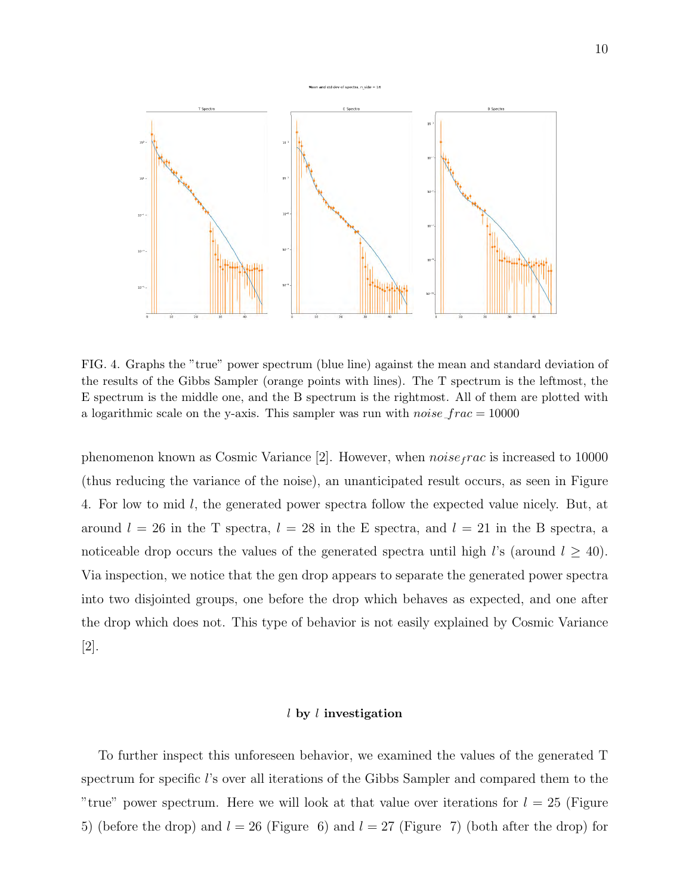FIG. 4. Graphs the "true" power spectrum (blue line) against the mean and standard deviation of the results of the Gibbs Sampler (orange points with lines). The T spectrum is the leftmost, the E spectrum is the middle one, and the B spectrum is the rightmost. All of them are plotted with a logarithmic scale on the y-axis. This sampler was run with $noise\_frac = 10000$

phenomenon known as Cosmic Variance [2]. However, when $noise_frac$ is increased to 10000 (thus reducing the variance of the noise), an unanticipated result occurs, as seen in Figure 4. For low to mid $l$, the generated power spectra follow the expected value nicely. But, at around $l = 26$ in the T spectra, $l = 28$ in the E spectra, and $l = 21$ in the B spectra, a noticeable drop occurs the values of the generated spectra until high $l$'s (around $l \geq 40$). Via inspection, we notice that the gen drop appears to separate the generated power spectra into two disjointed groups, one before the drop which behaves as expected, and one after the drop which does not. This type of behavior is not easily explained by Cosmic Variance [2].

### $l$ by $l$ investigation

To further inspect this unforeseen behavior, we examined the values of the generated T spectrum for specific $l$'s over all iterations of the Gibbs Sampler and compared them to the "true" power spectrum. Here we will look at that value over iterations for $l = 25$ (Figure 5) (before the drop) and $l = 26$ (Figure 6) and $l = 27$ (Figure 7) (both after the drop) for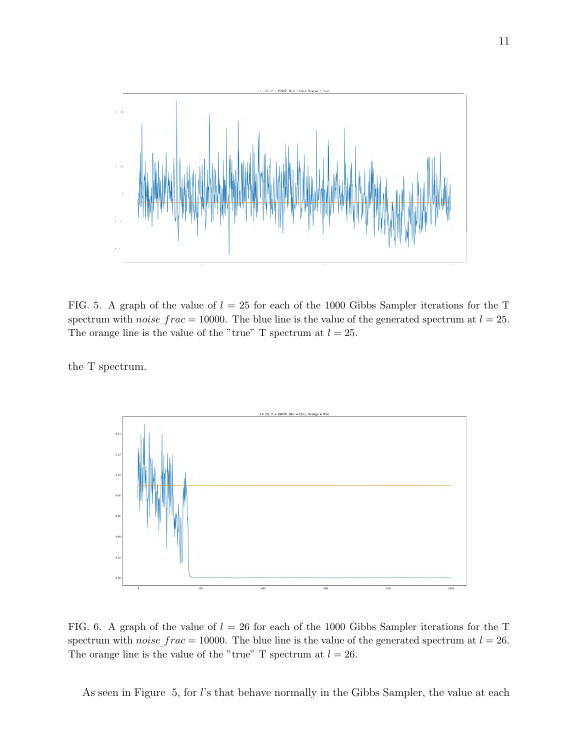FIG. 5. A graph of the value of $l = 25$ for each of the 1000 Gibbs Sampler iterations for the T spectrum with $noise\_frac = 10000$. The blue line is the value of the generated spectrum at $l = 25$. The orange line is the value of the "true" T spectrum at $l = 25$.

the T spectrum.

FIG. 6. A graph of the value of $l = 26$ for each of the 1000 Gibbs Sampler iterations for the T spectrum with $noise\_frac = 10000$. The blue line is the value of the generated spectrum at $l = 26$. The orange line is the value of the "true" T spectrum at $l = 26$.

As seen in Figure 5, for $l$'s that behave normally in the Gibbs Sampler, the value at each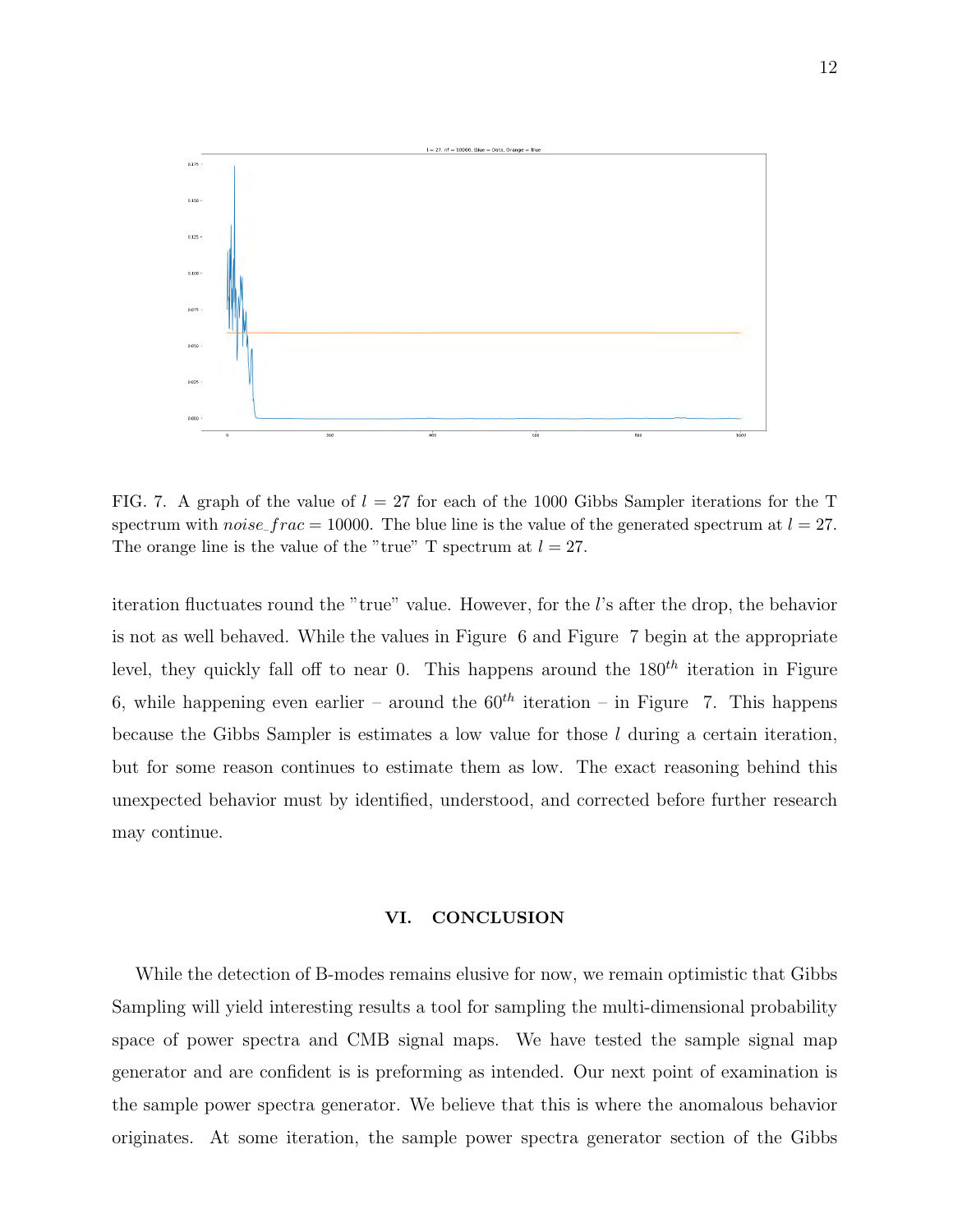FIG. 7. A graph of the value of $l = 27$ for each of the 1000 Gibbs Sampler iterations for the T spectrum with $noise\_frac = 10000$. The blue line is the value of the generated spectrum at $l = 27$. The orange line is the value of the "true" T spectrum at $l = 27$.

iteration fluctuates round the "true" value. However, for the $l$'s after the drop, the behavior is not as well behaved. While the values in Figure 6 and Figure 7 begin at the appropriate level, they quickly fall off to near 0. This happens around the $180^{th}$ iteration in Figure 6, while happening even earlier – around the $60^{th}$ iteration – in Figure 7. This happens because the Gibbs Sampler is estimates a low value for those $l$ during a certain iteration, but for some reason continues to estimate them as low. The exact reasoning behind this unexpected behavior must by identified, understood, and corrected before further research may continue.

## VI. CONCLUSION

While the detection of B-modes remains elusive for now, we remain optimistic that Gibbs Sampling will yield interesting results a tool for sampling the multi-dimensional probability space of power spectra and CMB signal maps. We have tested the sample signal map generator and are confident is is preforming as intended. Our next point of examination is the sample power spectra generator. We believe that this is where the anomalous behavior originates. At some iteration, the sample power spectra generator section of the Gibbs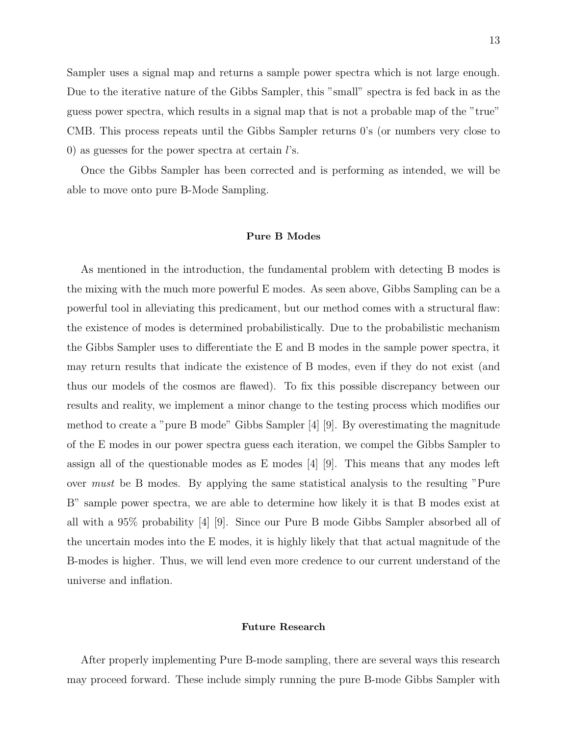Sampler uses a signal map and returns a sample power spectra which is not large enough. Due to the iterative nature of the Gibbs Sampler, this "small" spectra is fed back in as the guess power spectra, which results in a signal map that is not a probable map of the "true" CMB. This process repeats until the Gibbs Sampler returns 0's (or numbers very close to 0) as guesses for the power spectra at certain $l$'s.

Once the Gibbs Sampler has been corrected and is performing as intended, we will be able to move onto pure B-Mode Sampling.

### Pure B Modes

As mentioned in the introduction, the fundamental problem with detecting B modes is the mixing with the much more powerful E modes. As seen above, Gibbs Sampling can be a powerful tool in alleviating this predicament, but our method comes with a structural flaw: the existence of modes is determined probabilistically. Due to the probabilistic mechanism the Gibbs Sampler uses to differentiate the E and B modes in the sample power spectra, it may return results that indicate the existence of B modes, even if they do not exist (and thus our models of the cosmos are flawed). To fix this possible discrepancy between our results and reality, we implement a minor change to the testing process which modifies our method to create a "pure B mode" Gibbs Sampler [4] [9]. By overestimating the magnitude of the E modes in our power spectra guess each iteration, we compel the Gibbs Sampler to assign all of the questionable modes as E modes [4] [9]. This means that any modes left over *must* be B modes. By applying the same statistical analysis to the resulting "Pure B" sample power spectra, we are able to determine how likely it is that B modes exist at all with a 95% probability [4] [9]. Since our Pure B mode Gibbs Sampler absorbed all of the uncertain modes into the E modes, it is highly likely that that actual magnitude of the B-modes is higher. Thus, we will lend even more credence to our current understand of the universe and inflation.

### Future Research

After properly implementing Pure B-mode sampling, there are several ways this research may proceed forward. These include simply running the pure B-mode Gibbs Sampler with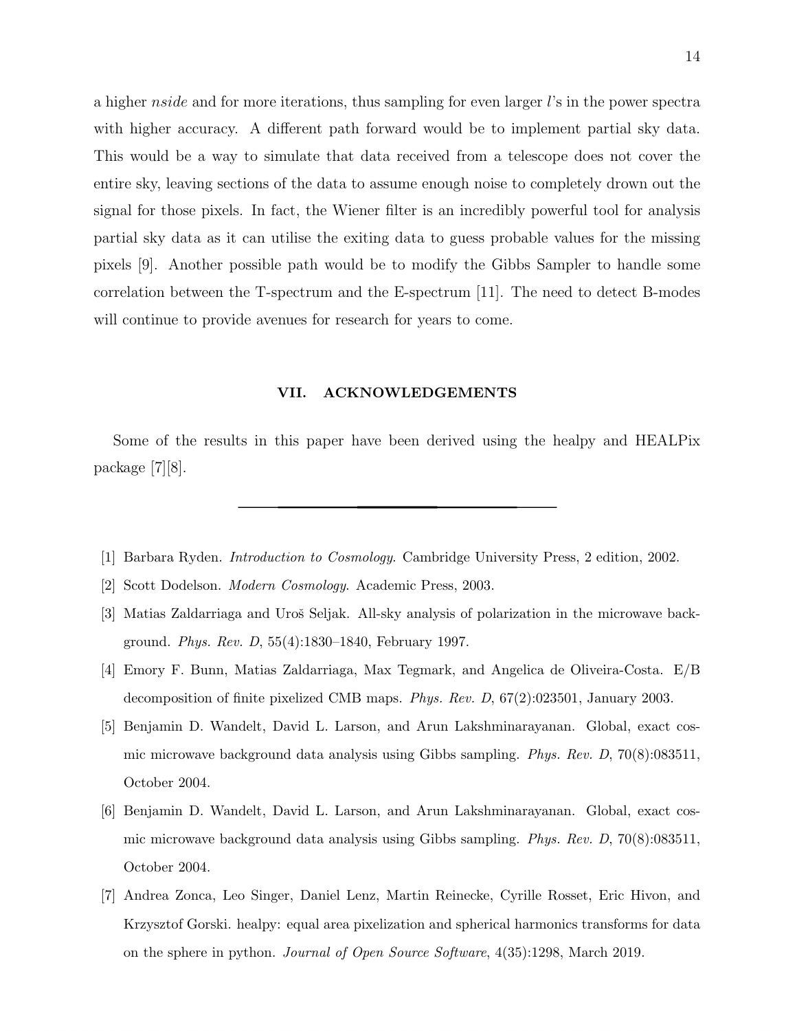a higher *nside* and for more iterations, thus sampling for even larger $l$'s in the power spectra with higher accuracy. A different path forward would be to implement partial sky data. This would be a way to simulate that data received from a telescope does not cover the entire sky, leaving sections of the data to assume enough noise to completely drown out the signal for those pixels. In fact, the Wiener filter is an incredibly powerful tool for analysis partial sky data as it can utilise the exiting data to guess probable values for the missing pixels [9]. Another possible path would be to modify the Gibbs Sampler to handle some correlation between the T-spectrum and the E-spectrum [11]. The need to detect B-modes will continue to provide avenues for research for years to come.

## VII. ACKNOWLEDGEMENTS

Some of the results in this paper have been derived using the healpy and HEALPix package [7][8].

---

[1] Barbara Ryden. *Introduction to Cosmology*. Cambridge University Press, 2 edition, 2002.

[2] Scott Dodelson. *Modern Cosmology*. Academic Press, 2003.

[3] Matias Zaldarriaga and Uroš Seljak. All-sky analysis of polarization in the microwave background. *Phys. Rev. D*, 55(4):1830–1840, February 1997.

[4] Emory F. Bunn, Matias Zaldarriaga, Max Tegmark, and Angelica de Oliveira-Costa. E/B decomposition of finite pixelized CMB maps. *Phys. Rev. D*, 67(2):023501, January 2003.

[5] Benjamin D. Wandelt, David L. Larson, and Arun Lakshminarayanan. Global, exact cosmic microwave background data analysis using Gibbs sampling. *Phys. Rev. D*, 70(8):083511, October 2004.

[6] Benjamin D. Wandelt, David L. Larson, and Arun Lakshminarayanan. Global, exact cosmic microwave background data analysis using Gibbs sampling. *Phys. Rev. D*, 70(8):083511, October 2004.

[7] Andrea Zonca, Leo Singer, Daniel Lenz, Martin Reinecke, Cyrille Rosset, Eric Hivon, and Krzysztof Gorski. healpy: equal area pixelization and spherical harmonics transforms for data on the sphere in python. *Journal of Open Source Software*, 4(35):1298, March 2019.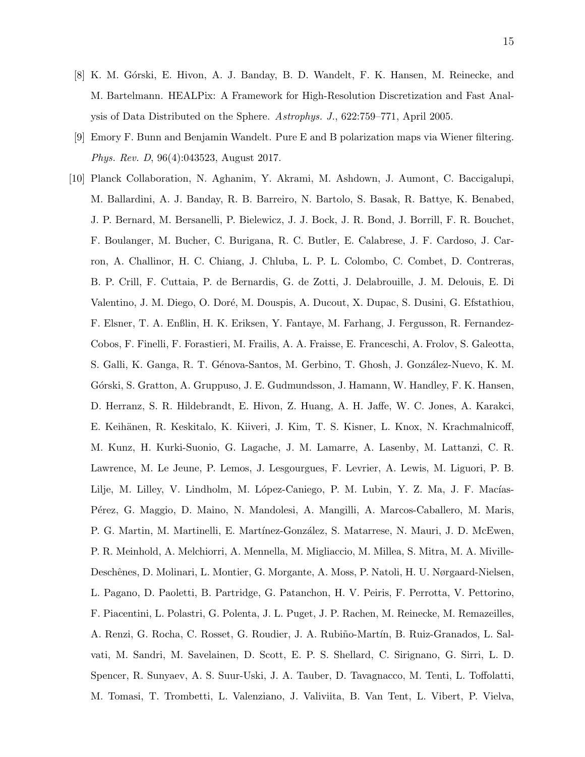[8] K. M. Górski, E. Hivon, A. J. Banday, B. D. Wandelt, F. K. Hansen, M. Reinecke, and M. Bartelmann. HEALPix: A Framework for High-Resolution Discretization and Fast Analysis of Data Distributed on the Sphere. *Astrophys. J.*, 622:759–771, April 2005.

[9] Emory F. Bunn and Benjamin Wandelt. Pure E and B polarization maps via Wiener filtering. *Phys. Rev. D*, 96(4):043523, August 2017.

[10] Planck Collaboration, N. Aghanim, Y. Akrami, M. Ashdown, J. Aumont, C. Baccigalupi, M. Ballardini, A. J. Banday, R. B. Barreiro, N. Bartolo, S. Basak, R. Battye, K. Benabed, J. P. Bernard, M. Bersanelli, P. Bielewicz, J. J. Bock, J. R. Bond, J. Borrill, F. R. Bouchet, F. Boulanger, M. Bucher, C. Burigana, R. C. Butler, E. Calabrese, J. F. Cardoso, J. Carron, A. Challinor, H. C. Chiang, J. Chluba, L. P. L. Colombo, C. Combet, D. Contreras, B. P. Crill, F. Cuttaia, P. de Bernardis, G. de Zotti, J. Delabrouille, J. M. Delouis, E. Di Valentino, J. M. Diego, O. Doré, M. Douspis, A. Ducout, X. Dupac, S. Dusini, G. Efstathiou, F. Elsner, T. A. Enßlin, H. K. Eriksen, Y. Fantaye, M. Farhang, J. Fergusson, R. Fernandez-Cobos, F. Finelli, F. Forastieri, M. Frailis, A. A. Fraisse, E. Franceschi, A. Frolov, S. Galeotta, S. Galli, K. Ganga, R. T. Génova-Santos, M. Gerbino, T. Ghosh, J. González-Nuevo, K. M. Górski, S. Gratton, A. Gruppuso, J. E. Gudmundsson, J. Hamann, W. Handley, F. K. Hansen, D. Herranz, S. R. Hildebrandt, E. Hivon, Z. Huang, A. H. Jaffe, W. C. Jones, A. Karakci, E. Keihänen, R. Keskitalo, K. Kiiveri, J. Kim, T. S. Kisner, L. Knox, N. Krachmalnicoff, M. Kunz, H. Kurki-Suonio, G. Lagache, J. M. Lamarre, A. Lasenby, M. Lattanzi, C. R. Lawrence, M. Le Jeune, P. Lemos, J. Lesgourgues, F. Levrier, A. Lewis, M. Liguori, P. B. Lilje, M. Lilley, V. Lindholm, M. López-Caniego, P. M. Lubin, Y. Z. Ma, J. F. Macías-Pérez, G. Maggio, D. Maino, N. Mandolesi, A. Mangilli, A. Marcos-Caballero, M. Maris, P. G. Martin, M. Martinelli, E. Martínez-González, S. Matarrese, N. Mauri, J. D. McEwen, P. R. Meinhold, A. Melchiorri, A. Mennella, M. Migliaccio, M. Millea, S. Mitra, M. A. Miville-Deschênes, D. Molinari, L. Montier, G. Morgante, A. Moss, P. Natoli, H. U. Nørgaard-Nielsen, L. Pagano, D. Paoletti, B. Partridge, G. Patanchon, H. V. Peiris, F. Perrotta, V. Pettorino, F. Piacentini, L. Polastri, G. Polenta, J. L. Puget, J. P. Rachen, M. Reinecke, M. Remazeilles, A. Renzi, G. Rocha, C. Rosset, G. Roudier, J. A. Rubiño-Martín, B. Ruiz-Granados, L. Salvati, M. Sandri, M. Savelainen, D. Scott, E. P. S. Shellard, C. Sirignano, G. Sirri, L. D. Spencer, R. Sunyaev, A. S. Suur-Uski, J. A. Tauber, D. Tavagnacco, M. Tenti, L. Toffolatti, M. Tomasi, T. Trombetti, L. Valenziano, J. Valiviita, B. Van Tent, L. Vibert, P. Vielva,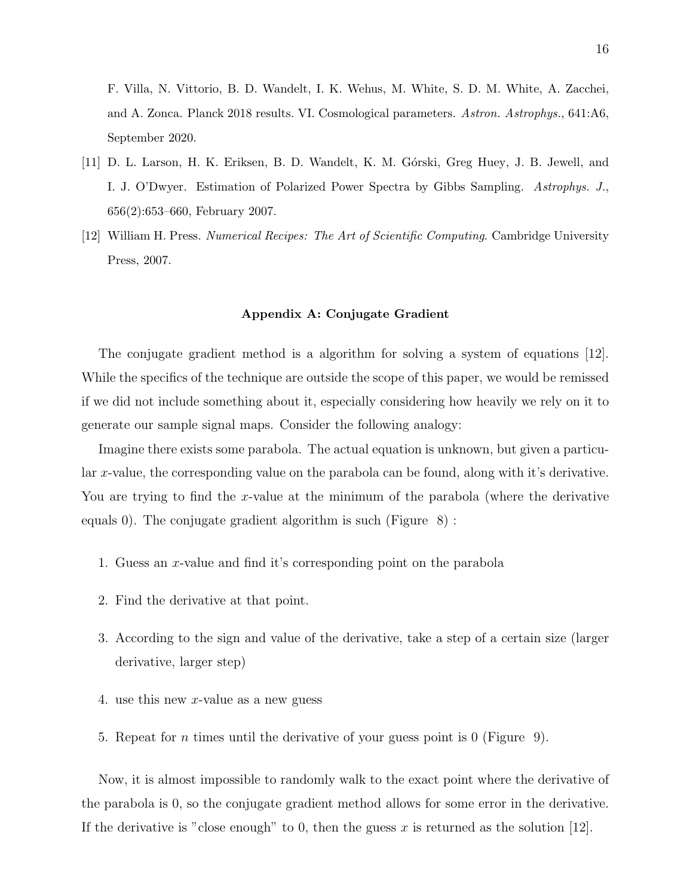F. Villa, N. Vittorio, B. D. Wandelt, I. K. Wehus, M. White, S. D. M. White, A. Zacchei, and A. Zonca. Planck 2018 results. VI. Cosmological parameters. *Astron. Astrophys.*, 641:A6, September 2020.

[11] D. L. Larson, H. K. Eriksen, B. D. Wandelt, K. M. Górski, Greg Huey, J. B. Jewell, and I. J. O'Dwyer. Estimation of Polarized Power Spectra by Gibbs Sampling. *Astrophys. J.*, 656(2):653–660, February 2007.

[12] William H. Press. *Numerical Recipes: The Art of Scientific Computing*. Cambridge University Press, 2007.

## Appendix A: Conjugate Gradient

The conjugate gradient method is a algorithm for solving a system of equations [12]. While the specifics of the technique are outside the scope of this paper, we would be remissed if we did not include something about it, especially considering how heavily we rely on it to generate our sample signal maps. Consider the following analogy:

Imagine there exists some parabola. The actual equation is unknown, but given a particular $x$-value, the corresponding value on the parabola can be found, along with it's derivative. You are trying to find the $x$-value at the minimum of the parabola (where the derivative equals 0). The conjugate gradient algorithm is such (Figure 8) :

1. Guess an $x$-value and find it's corresponding point on the parabola
2. Find the derivative at that point.
3. According to the sign and value of the derivative, take a step of a certain size (larger derivative, larger step)
4. use this new $x$-value as a new guess
5. Repeat for $n$ times until the derivative of your guess point is 0 (Figure 9).

Now, it is almost impossible to randomly walk to the exact point where the derivative of the parabola is 0, so the conjugate gradient method allows for some error in the derivative. If the derivative is "close enough" to 0, then the guess $x$ is returned as the solution [12].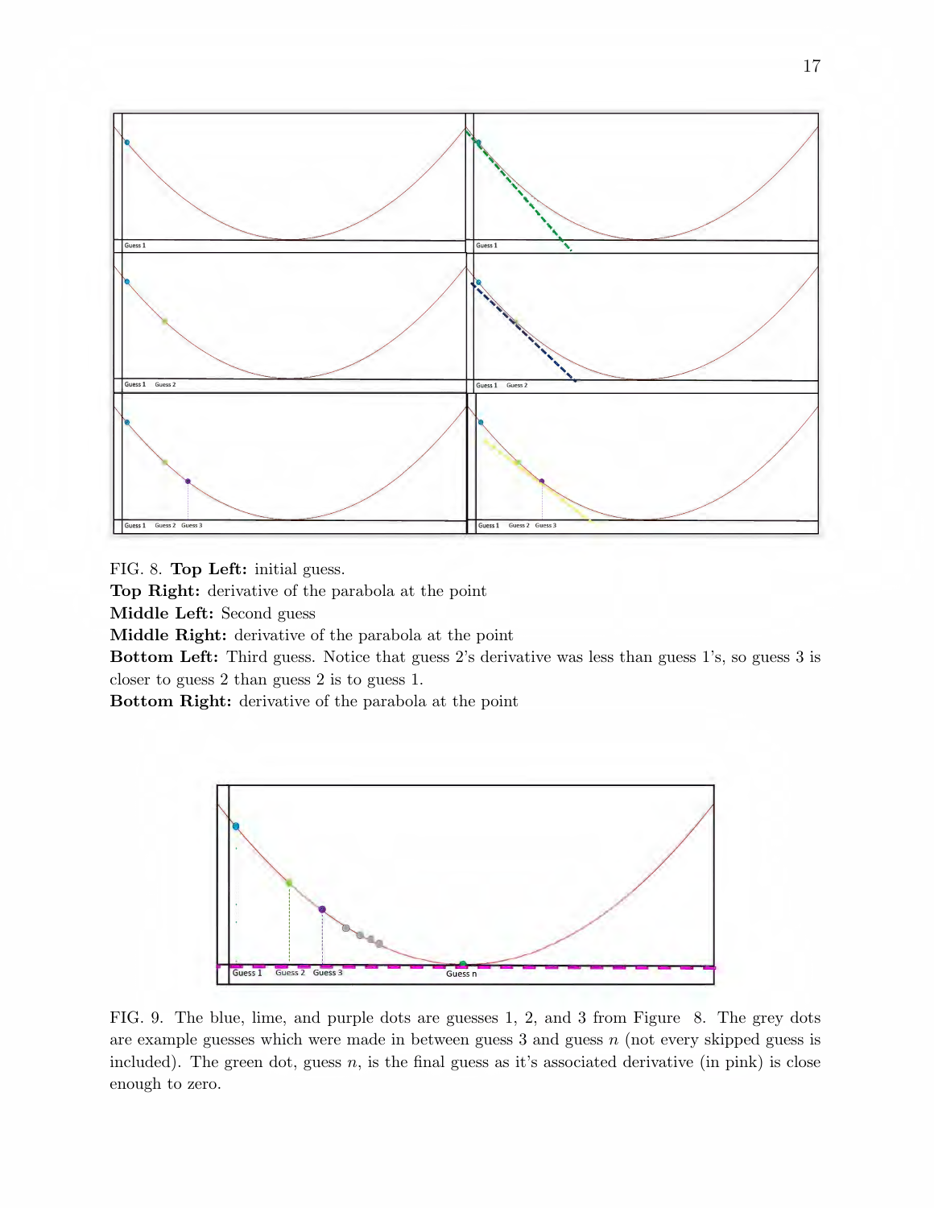FIG. 8. **Top Left:** initial guess.
**Top Right:** derivative of the parabola at the point
**Middle Left:** Second guess
**Middle Right:** derivative of the parabola at the point
**Bottom Left:** Third guess. Notice that guess 2's derivative was less than guess 1's, so guess 3 is closer to guess 2 than guess 2 is to guess 1.
**Bottom Right:** derivative of the parabola at the point

FIG. 9. The blue, lime, and purple dots are guesses 1, 2, and 3 from Figure 8. The grey dots are example guesses which were made in between guess 3 and guess $n$ (not every skipped guess is included). The green dot, guess $n$, is the final guess as it's associated derivative (in pink) is close enough to zero.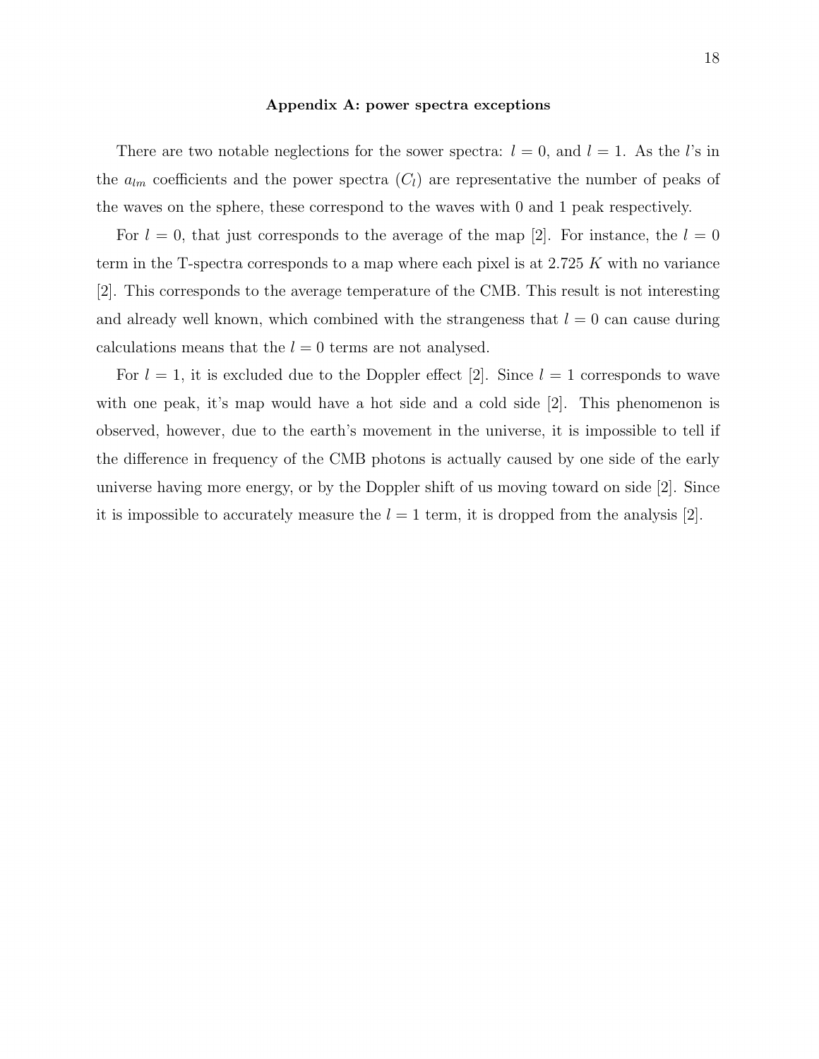### Appendix A: power spectra exceptions

There are two notable neglections for the sower spectra: $l = 0$, and $l = 1$. As the $l$'s in the $a_{lm}$ coefficients and the power spectra ($C_l$) are representative the number of peaks of the waves on the sphere, these correspond to the waves with 0 and 1 peak respectively.

For $l = 0$, that just corresponds to the average of the map [2]. For instance, the $l = 0$ term in the T-spectra corresponds to a map where each pixel is at 2.725 $K$ with no variance [2]. This corresponds to the average temperature of the CMB. This result is not interesting and already well known, which combined with the strangeness that $l = 0$ can cause during calculations means that the $l = 0$ terms are not analysed.

For $l = 1$, it is excluded due to the Doppler effect [2]. Since $l = 1$ corresponds to wave with one peak, it's map would have a hot side and a cold side [2]. This phenomenon is observed, however, due to the earth's movement in the universe, it is impossible to tell if the difference in frequency of the CMB photons is actually caused by one side of the early universe having more energy, or by the Doppler shift of us moving toward on side [2]. Since it is impossible to accurately measure the $l = 1$ term, it is dropped from the analysis [2].